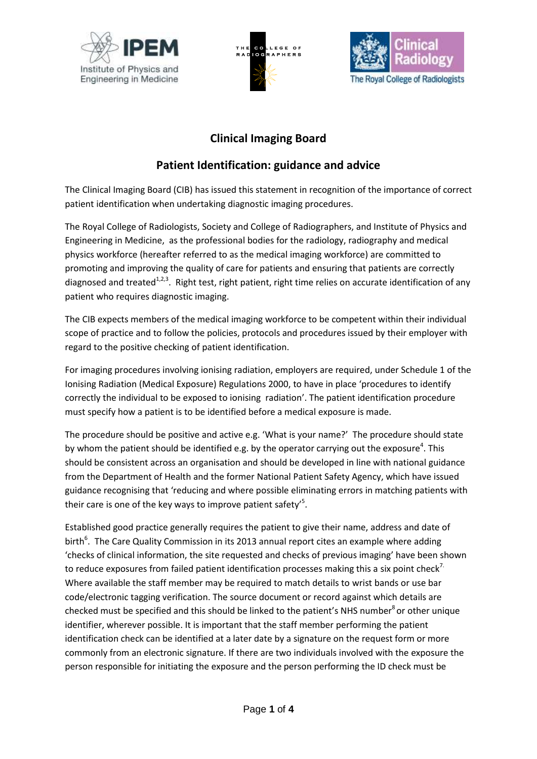# Clinical Imaging Board

## Patient Identification: guidance and advice

The Clinical Imaging Board (CIB) has issued this statement in recognition of the importance of correct patient identification when undertaking diagnostic imaging procedures.

The Royal College of Radiologists, Society and College of Radiographers, and Institute of Physics and Engineering in Medicine, as the professional bodies for the radiology, radiography and medical physics workforce (hereafter referred to as the medical imaging workforce) are committed to promoting and improving the quality of care for patients and ensuring that patients are correctly diagnosed and treated[1,2,3]. Right test, right patient, right time relies on accurate identification of any patient who requires diagnostic imaging.

The CIB expects members of the medical imaging workforce to be competent within their individual scope of practice and to follow the policies, protocols and procedures issued by their employer with regard to the positive checking of patient identification.

For imaging procedures involving ionising radiation, employers are required, under Schedule 1 of the Ionising Radiation (Medical Exposure) Regulations 2000, to have in place 'procedures to identify correctly the individual to be exposed to ionising radiation'. The patient identification procedure must specify how a patient is to be identified before a medical exposure is made.

The procedure should be positive and active e.g. 'What is your name?' The procedure should state by whom the patient should be identified e.g. by the operator carrying out the exposure[4]. This should be consistent across an organisation and should be developed in line with national guidance from the Department of Health and the former National Patient Safety Agency, which have issued guidance recognising that 'reducing and where possible eliminating errors in matching patients with their care is one of the key ways to improve patient safety'[5].

Established good practice generally requires the patient to give their name, address and date of birth[6]. The Care Quality Commission in its 2013 annual report cites an example where adding 'checks of clinical information, the site requested and checks of previous imaging' have been shown to reduce exposures from failed patient identification processes making this a six point check[7]. Where available the staff member may be required to match details to wrist bands or use bar code/electronic tagging verification. The source document or record against which details are checked must be specified and this should be linked to the patient's NHS number[8] or other unique identifier, wherever possible. It is important that the staff member performing the patient identification check can be identified at a later date by a signature on the request form or more commonly from an electronic signature. If there are two individuals involved with the exposure the person responsible for initiating the exposure and the person performing the ID check must be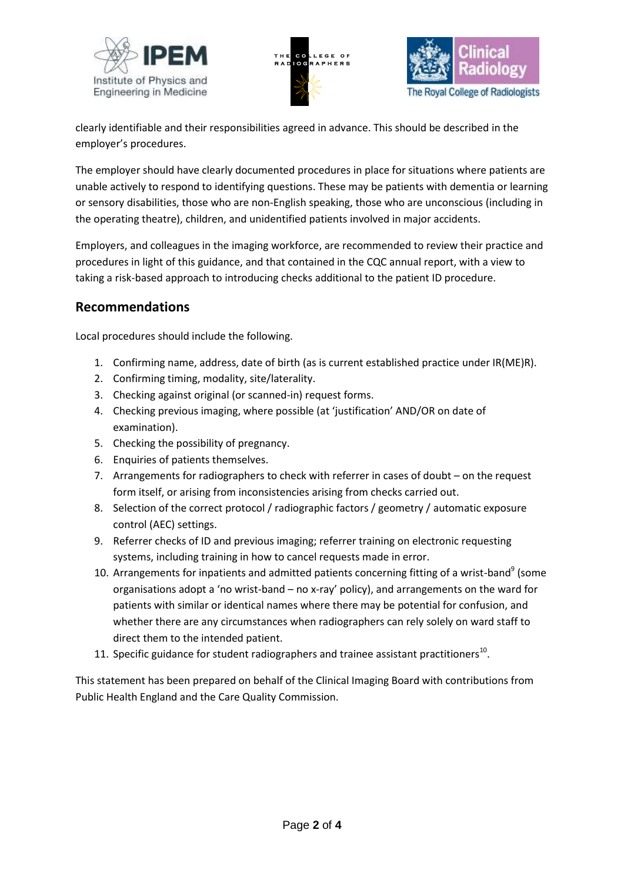clearly identifiable and their responsibilities agreed in advance. This should be described in the employer's procedures.

The employer should have clearly documented procedures in place for situations where patients are unable actively to respond to identifying questions. These may be patients with dementia or learning or sensory disabilities, those who are non-English speaking, those who are unconscious (including in the operating theatre), children, and unidentified patients involved in major accidents.

Employers, and colleagues in the imaging workforce, are recommended to review their practice and procedures in light of this guidance, and that contained in the CQC annual report, with a view to taking a risk-based approach to introducing checks additional to the patient ID procedure.

## Recommendations

Local procedures should include the following.

1. Confirming name, address, date of birth (as is current established practice under IR(ME)R).
2. Confirming timing, modality, site/laterality.
3. Checking against original (or scanned-in) request forms.
4. Checking previous imaging, where possible (at 'justification' AND/OR on date of examination).
5. Checking the possibility of pregnancy.
6. Enquiries of patients themselves.
7. Arrangements for radiographers to check with referrer in cases of doubt – on the request form itself, or arising from inconsistencies arising from checks carried out.
8. Selection of the correct protocol / radiographic factors / geometry / automatic exposure control (AEC) settings.
9. Referrer checks of ID and previous imaging; referrer training on electronic requesting systems, including training in how to cancel requests made in error.
10. Arrangements for inpatients and admitted patients concerning fitting of a wrist-band[9] (some organisations adopt a 'no wrist-band – no x-ray' policy), and arrangements on the ward for patients with similar or identical names where there may be potential for confusion, and whether there are any circumstances when radiographers can rely solely on ward staff to direct them to the intended patient.
11. Specific guidance for student radiographers and trainee assistant practitioners[10].

This statement has been prepared on behalf of the Clinical Imaging Board with contributions from Public Health England and the Care Quality Commission.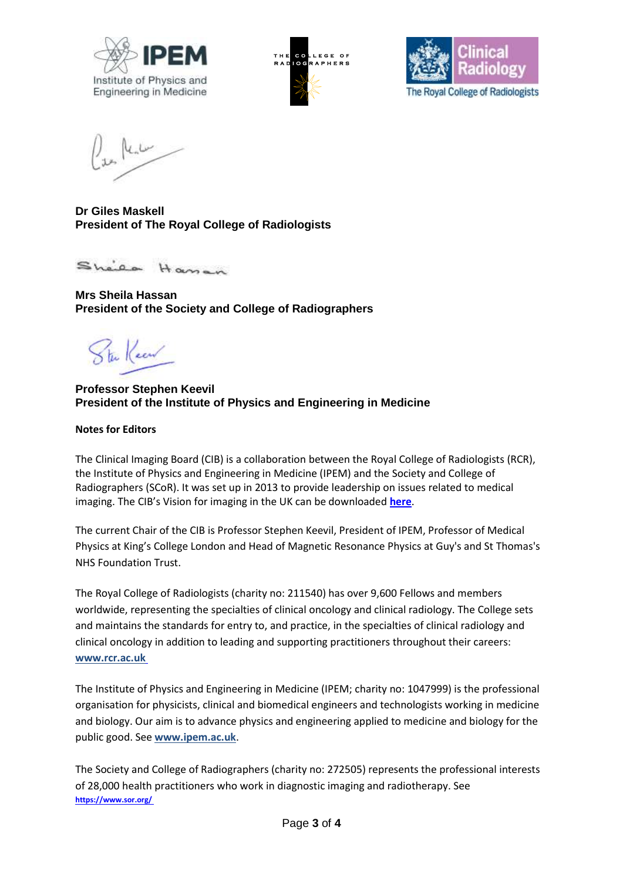**Dr Giles Maskell**
**President of The Royal College of Radiologists**

**Mrs Sheila Hassan**
**President of the Society and College of Radiographers**

**Professor Stephen Keevil**
**President of the Institute of Physics and Engineering in Medicine**

**Notes for Editors**

The Clinical Imaging Board (CIB) is a collaboration between the Royal College of Radiologists (RCR), the Institute of Physics and Engineering in Medicine (IPEM) and the Society and College of Radiographers (SCoR). It was set up in 2013 to provide leadership on issues related to medical imaging. The CIB's Vision for imaging in the UK can be downloaded **here**.

The current Chair of the CIB is Professor Stephen Keevil, President of IPEM, Professor of Medical Physics at King's College London and Head of Magnetic Resonance Physics at Guy's and St Thomas's NHS Foundation Trust.

The Royal College of Radiologists (charity no: 211540) has over 9,600 Fellows and members worldwide, representing the specialties of clinical oncology and clinical radiology. The College sets and maintains the standards for entry to, and practice, in the specialties of clinical radiology and clinical oncology in addition to leading and supporting practitioners throughout their careers: **www.rcr.ac.uk**

The Institute of Physics and Engineering in Medicine (IPEM; charity no: 1047999) is the professional organisation for physicists, clinical and biomedical engineers and technologists working in medicine and biology. Our aim is to advance physics and engineering applied to medicine and biology for the public good. See **www.ipem.ac.uk**.

The Society and College of Radiographers (charity no: 272505) represents the professional interests of 28,000 health practitioners who work in diagnostic imaging and radiotherapy. See **https://www.sor.org/**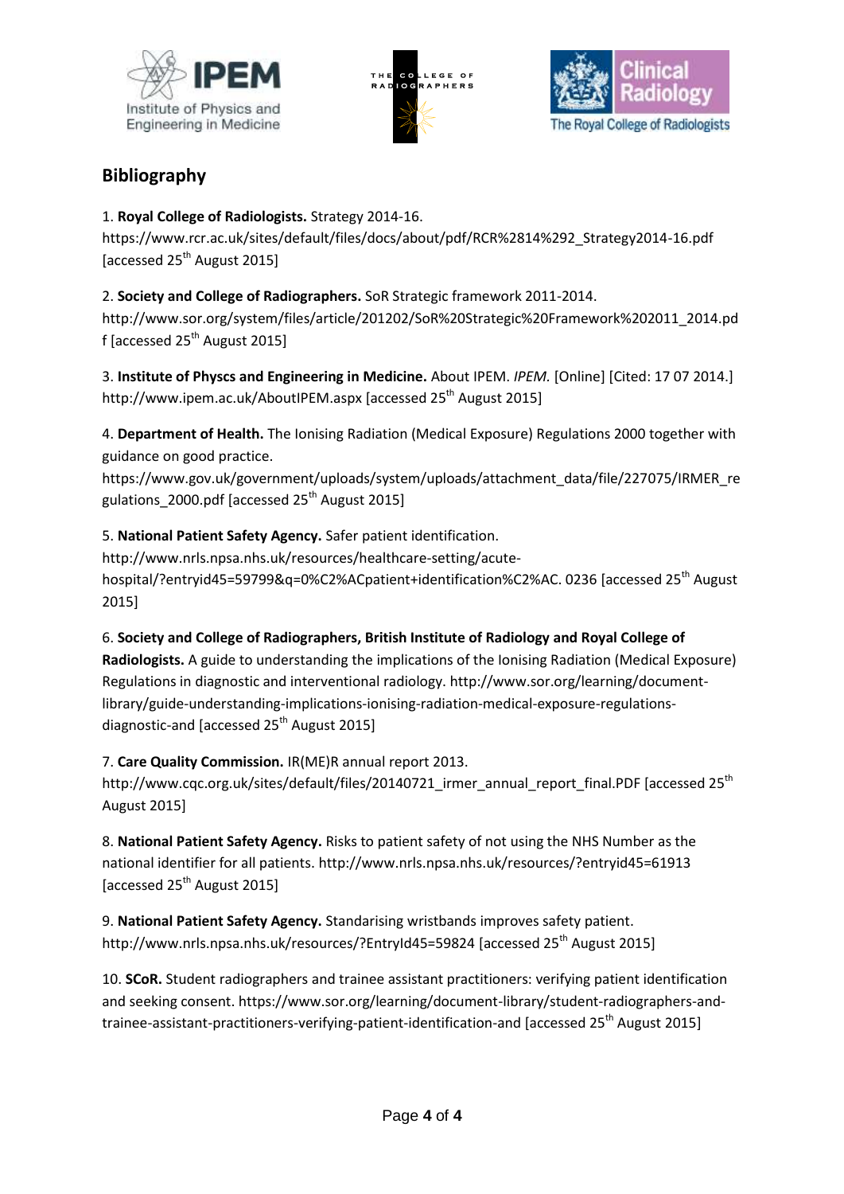## Bibliography

1. **Royal College of Radiologists.** Strategy 2014-16. https://www.rcr.ac.uk/sites/default/files/docs/about/pdf/RCR%2814%292_Strategy2014-16.pdf [accessed 25th August 2015]

2. **Society and College of Radiographers.** SoR Strategic framework 2011-2014. http://www.sor.org/system/files/article/201202/SoR%20Strategic%20Framework%202011_2014.pdf [accessed 25th August 2015]

3. **Institute of Physcs and Engineering in Medicine.** About IPEM. *IPEM.* [Online] [Cited: 17 07 2014.] http://www.ipem.ac.uk/AboutIPEM.aspx [accessed 25th August 2015]

4. **Department of Health.** The Ionising Radiation (Medical Exposure) Regulations 2000 together with guidance on good practice. https://www.gov.uk/government/uploads/system/uploads/attachment_data/file/227075/IRMER_regulations_2000.pdf [accessed 25th August 2015]

5. **National Patient Safety Agency.** Safer patient identification. http://www.nrls.npsa.nhs.uk/resources/healthcare-setting/acute-hospital/?entryid45=59799&q=0%C2%ACpatient+identification%C2%AC. 0236 [accessed 25th August 2015]

6. **Society and College of Radiographers, British Institute of Radiology and Royal College of Radiologists.** A guide to understanding the implications of the Ionising Radiation (Medical Exposure) Regulations in diagnostic and interventional radiology. http://www.sor.org/learning/document-library/guide-understanding-implications-ionising-radiation-medical-exposure-regulations-diagnostic-and [accessed 25th August 2015]

7. **Care Quality Commission.** IR(ME)R annual report 2013. http://www.cqc.org.uk/sites/default/files/20140721_irmer_annual_report_final.PDF [accessed 25th August 2015]

8. **National Patient Safety Agency.** Risks to patient safety of not using the NHS Number as the national identifier for all patients. http://www.nrls.npsa.nhs.uk/resources/?entryid45=61913 [accessed 25th August 2015]

9. **National Patient Safety Agency.** Standarising wristbands improves safety patient. http://www.nrls.npsa.nhs.uk/resources/?EntryId45=59824 [accessed 25th August 2015]

10. **SCoR.** Student radiographers and trainee assistant practitioners: verifying patient identification and seeking consent. https://www.sor.org/learning/document-library/student-radiographers-and-trainee-assistant-practitioners-verifying-patient-identification-and [accessed 25th August 2015]